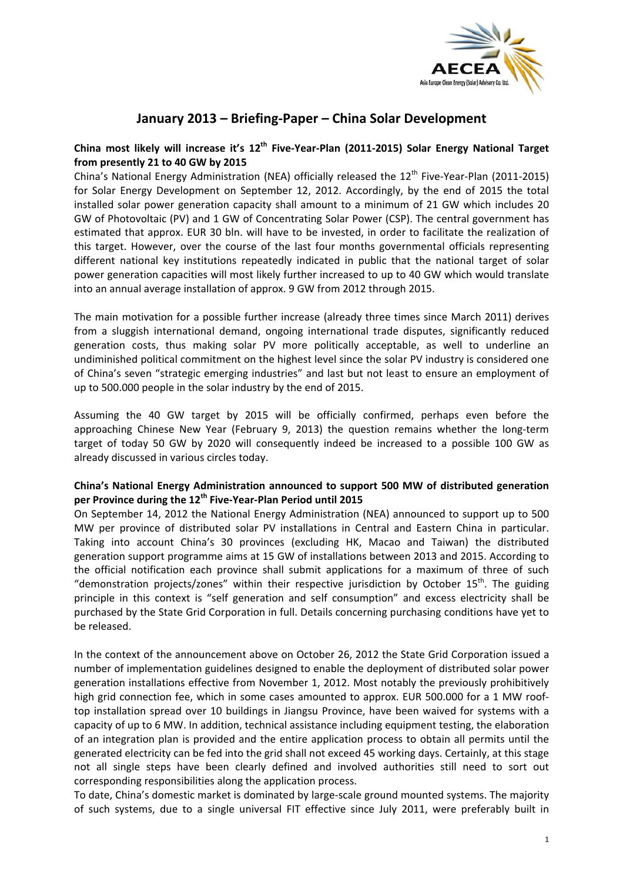# January 2013 – Briefing-Paper – China Solar Development

**China most likely will increase it's 12th Five-Year-Plan (2011-2015) Solar Energy National Target from presently 21 to 40 GW by 2015**

China's National Energy Administration (NEA) officially released the 12th Five-Year-Plan (2011-2015) for Solar Energy Development on September 12, 2012. Accordingly, by the end of 2015 the total installed solar power generation capacity shall amount to a minimum of 21 GW which includes 20 GW of Photovoltaic (PV) and 1 GW of Concentrating Solar Power (CSP). The central government has estimated that approx. EUR 30 bln. will have to be invested, in order to facilitate the realization of this target. However, over the course of the last four months governmental officials representing different national key institutions repeatedly indicated in public that the national target of solar power generation capacities will most likely further increased to up to 40 GW which would translate into an annual average installation of approx. 9 GW from 2012 through 2015.

The main motivation for a possible further increase (already three times since March 2011) derives from a sluggish international demand, ongoing international trade disputes, significantly reduced generation costs, thus making solar PV more politically acceptable, as well to underline an undiminished political commitment on the highest level since the solar PV industry is considered one of China's seven "strategic emerging industries" and last but not least to ensure an employment of up to 500.000 people in the solar industry by the end of 2015.

Assuming the 40 GW target by 2015 will be officially confirmed, perhaps even before the approaching Chinese New Year (February 9, 2013) the question remains whether the long-term target of today 50 GW by 2020 will consequently indeed be increased to a possible 100 GW as already discussed in various circles today.

**China's National Energy Administration announced to support 500 MW of distributed generation per Province during the 12th Five-Year-Plan Period until 2015**

On September 14, 2012 the National Energy Administration (NEA) announced to support up to 500 MW per province of distributed solar PV installations in Central and Eastern China in particular. Taking into account China's 30 provinces (excluding HK, Macao and Taiwan) the distributed generation support programme aims at 15 GW of installations between 2013 and 2015. According to the official notification each province shall submit applications for a maximum of three of such "demonstration projects/zones" within their respective jurisdiction by October 15th. The guiding principle in this context is "self generation and self consumption" and excess electricity shall be purchased by the State Grid Corporation in full. Details concerning purchasing conditions have yet to be released.

In the context of the announcement above on October 26, 2012 the State Grid Corporation issued a number of implementation guidelines designed to enable the deployment of distributed solar power generation installations effective from November 1, 2012. Most notably the previously prohibitively high grid connection fee, which in some cases amounted to approx. EUR 500.000 for a 1 MW roof-top installation spread over 10 buildings in Jiangsu Province, have been waived for systems with a capacity of up to 6 MW. In addition, technical assistance including equipment testing, the elaboration of an integration plan is provided and the entire application process to obtain all permits until the generated electricity can be fed into the grid shall not exceed 45 working days. Certainly, at this stage not all single steps have been clearly defined and involved authorities still need to sort out corresponding responsibilities along the application process.

To date, China's domestic market is dominated by large-scale ground mounted systems. The majority of such systems, due to a single universal FIT effective since July 2011, were preferably built in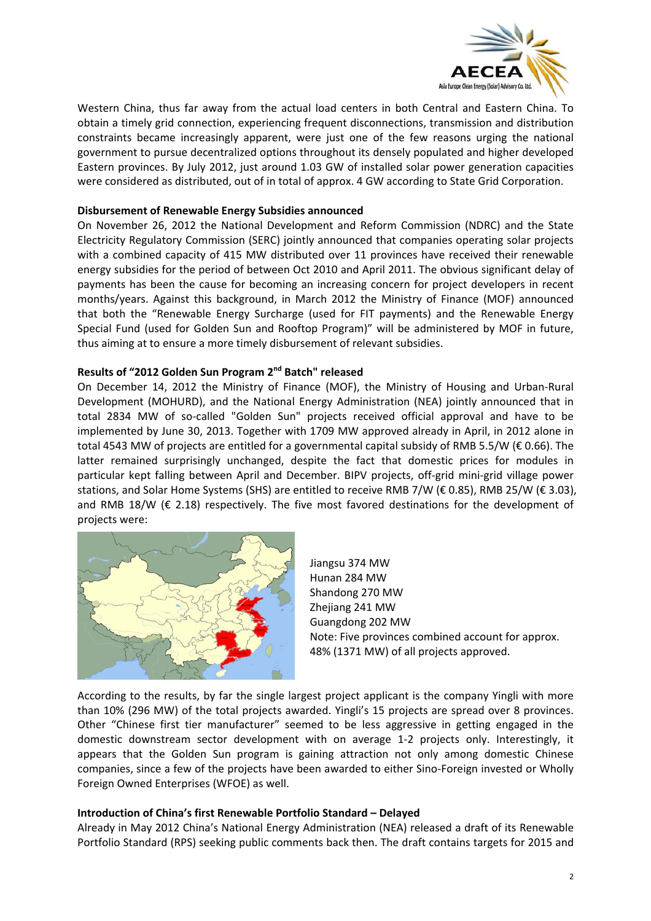Western China, thus far away from the actual load centers in both Central and Eastern China. To obtain a timely grid connection, experiencing frequent disconnections, transmission and distribution constraints became increasingly apparent, were just one of the few reasons urging the national government to pursue decentralized options throughout its densely populated and higher developed Eastern provinces. By July 2012, just around 1.03 GW of installed solar power generation capacities were considered as distributed, out of in total of approx. 4 GW according to State Grid Corporation.

**Disbursement of Renewable Energy Subsidies announced**

On November 26, 2012 the National Development and Reform Commission (NDRC) and the State Electricity Regulatory Commission (SERC) jointly announced that companies operating solar projects with a combined capacity of 415 MW distributed over 11 provinces have received their renewable energy subsidies for the period of between Oct 2010 and April 2011. The obvious significant delay of payments has been the cause for becoming an increasing concern for project developers in recent months/years. Against this background, in March 2012 the Ministry of Finance (MOF) announced that both the "Renewable Energy Surcharge (used for FIT payments) and the Renewable Energy Special Fund (used for Golden Sun and Rooftop Program)" will be administered by MOF in future, thus aiming at to ensure a more timely disbursement of relevant subsidies.

**Results of "2012 Golden Sun Program 2nd Batch" released**

On December 14, 2012 the Ministry of Finance (MOF), the Ministry of Housing and Urban-Rural Development (MOHURD), and the National Energy Administration (NEA) jointly announced that in total 2834 MW of so-called "Golden Sun" projects received official approval and have to be implemented by June 30, 2013. Together with 1709 MW approved already in April, in 2012 alone in total 4543 MW of projects are entitled for a governmental capital subsidy of RMB 5.5/W (€ 0.66). The latter remained surprisingly unchanged, despite the fact that domestic prices for modules in particular kept falling between April and December. BIPV projects, off-grid mini-grid village power stations, and Solar Home Systems (SHS) are entitled to receive RMB 7/W (€ 0.85), RMB 25/W (€ 3.03), and RMB 18/W (€ 2.18) respectively. The five most favored destinations for the development of projects were:

Jiangsu 374 MW
Hunan 284 MW
Shandong 270 MW
Zhejiang 241 MW
Guangdong 202 MW
Note: Five provinces combined account for approx. 48% (1371 MW) of all projects approved.

According to the results, by far the single largest project applicant is the company Yingli with more than 10% (296 MW) of the total projects awarded. Yingli's 15 projects are spread over 8 provinces. Other "Chinese first tier manufacturer" seemed to be less aggressive in getting engaged in the domestic downstream sector development with on average 1-2 projects only. Interestingly, it appears that the Golden Sun program is gaining attraction not only among domestic Chinese companies, since a few of the projects have been awarded to either Sino-Foreign invested or Wholly Foreign Owned Enterprises (WFOE) as well.

**Introduction of China's first Renewable Portfolio Standard – Delayed**

Already in May 2012 China's National Energy Administration (NEA) released a draft of its Renewable Portfolio Standard (RPS) seeking public comments back then. The draft contains targets for 2015 and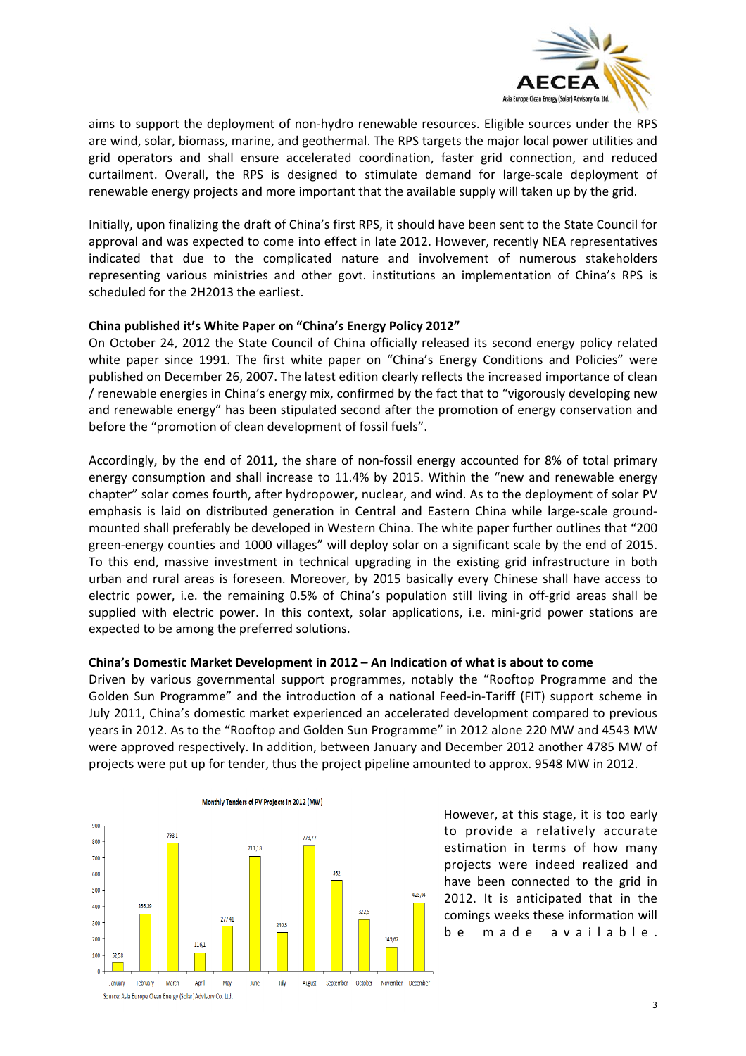aims to support the deployment of non-hydro renewable resources. Eligible sources under the RPS are wind, solar, biomass, marine, and geothermal. The RPS targets the major local power utilities and grid operators and shall ensure accelerated coordination, faster grid connection, and reduced curtailment. Overall, the RPS is designed to stimulate demand for large-scale deployment of renewable energy projects and more important that the available supply will taken up by the grid.

Initially, upon finalizing the draft of China's first RPS, it should have been sent to the State Council for approval and was expected to come into effect in late 2012. However, recently NEA representatives indicated that due to the complicated nature and involvement of numerous stakeholders representing various ministries and other govt. institutions an implementation of China's RPS is scheduled for the 2H2013 the earliest.

**China published it's White Paper on "China's Energy Policy 2012"**

On October 24, 2012 the State Council of China officially released its second energy policy related white paper since 1991. The first white paper on "China's Energy Conditions and Policies" were published on December 26, 2007. The latest edition clearly reflects the increased importance of clean / renewable energies in China's energy mix, confirmed by the fact that to "vigorously developing new and renewable energy" has been stipulated second after the promotion of energy conservation and before the "promotion of clean development of fossil fuels".

Accordingly, by the end of 2011, the share of non-fossil energy accounted for 8% of total primary energy consumption and shall increase to 11.4% by 2015. Within the "new and renewable energy chapter" solar comes fourth, after hydropower, nuclear, and wind. As to the deployment of solar PV emphasis is laid on distributed generation in Central and Eastern China while large-scale ground-mounted shall preferably be developed in Western China. The white paper further outlines that "200 green-energy counties and 1000 villages" will deploy solar on a significant scale by the end of 2015. To this end, massive investment in technical upgrading in the existing grid infrastructure in both urban and rural areas is foreseen. Moreover, by 2015 basically every Chinese shall have access to electric power, i.e. the remaining 0.5% of China's population still living in off-grid areas shall be supplied with electric power. In this context, solar applications, i.e. mini-grid power stations are expected to be among the preferred solutions.

**China's Domestic Market Development in 2012 – An Indication of what is about to come**

Driven by various governmental support programmes, notably the "Rooftop Programme and the Golden Sun Programme" and the introduction of a national Feed-in-Tariff (FIT) support scheme in July 2011, China's domestic market experienced an accelerated development compared to previous years in 2012. As to the "Rooftop and Golden Sun Programme" in 2012 alone 220 MW and 4543 MW were approved respectively. In addition, between January and December 2012 another 4785 MW of projects were put up for tender, thus the project pipeline amounted to approx. 9548 MW in 2012.

**Monthly Tenders of PV Projects in 2012 (MW)**

| Month | MW |
|---|---|
| January | 52,58 |
| February | 356,29 |
| March | 793,1 |
| April | 116,1 |
| May | 277,41 |
| June | 711,18 |
| July | 240,5 |
| August | 778,77 |
| September | 562 |
| October | 322,5 |
| November | 149,62 |
| December | 425,04 |

Source: Asia Europe Clean Energy (Solar) Advisory Co. Ltd.

However, at this stage, it is too early to provide a relatively accurate estimation in terms of how many projects were indeed realized and have been connected to the grid in 2012. It is anticipated that in the comings weeks these information will be made available.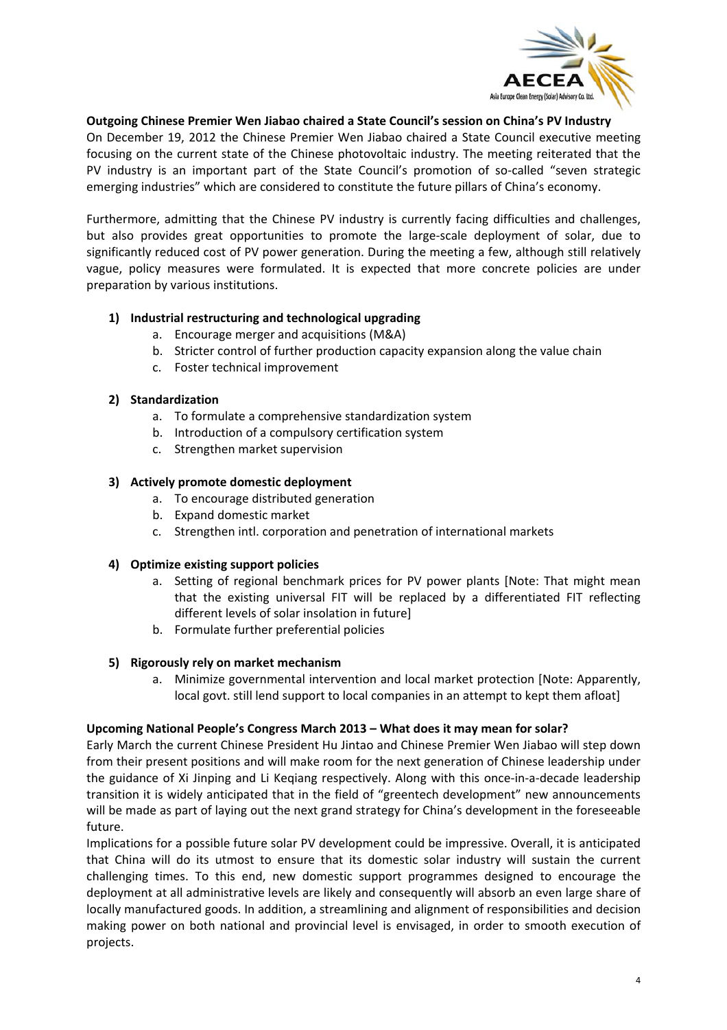**Outgoing Chinese Premier Wen Jiabao chaired a State Council's session on China's PV Industry**

On December 19, 2012 the Chinese Premier Wen Jiabao chaired a State Council executive meeting focusing on the current state of the Chinese photovoltaic industry. The meeting reiterated that the PV industry is an important part of the State Council's promotion of so-called "seven strategic emerging industries" which are considered to constitute the future pillars of China's economy.

Furthermore, admitting that the Chinese PV industry is currently facing difficulties and challenges, but also provides great opportunities to promote the large-scale deployment of solar, due to significantly reduced cost of PV power generation. During the meeting a few, although still relatively vague, policy measures were formulated. It is expected that more concrete policies are under preparation by various institutions.

1) **Industrial restructuring and technological upgrading**
    a. Encourage merger and acquisitions (M&A)
    b. Stricter control of further production capacity expansion along the value chain
    c. Foster technical improvement

2) **Standardization**
    a. To formulate a comprehensive standardization system
    b. Introduction of a compulsory certification system
    c. Strengthen market supervision

3) **Actively promote domestic deployment**
    a. To encourage distributed generation
    b. Expand domestic market
    c. Strengthen intl. corporation and penetration of international markets

4) **Optimize existing support policies**
    a. Setting of regional benchmark prices for PV power plants [Note: That might mean that the existing universal FIT will be replaced by a differentiated FIT reflecting different levels of solar insolation in future]
    b. Formulate further preferential policies

5) **Rigorously rely on market mechanism**
    a. Minimize governmental intervention and local market protection [Note: Apparently, local govt. still lend support to local companies in an attempt to kept them afloat]

**Upcoming National People's Congress March 2013 – What does it may mean for solar?**

Early March the current Chinese President Hu Jintao and Chinese Premier Wen Jiabao will step down from their present positions and will make room for the next generation of Chinese leadership under the guidance of Xi Jinping and Li Keqiang respectively. Along with this once-in-a-decade leadership transition it is widely anticipated that in the field of "greentech development" new announcements will be made as part of laying out the next grand strategy for China's development in the foreseeable future.

Implications for a possible future solar PV development could be impressive. Overall, it is anticipated that China will do its utmost to ensure that its domestic solar industry will sustain the current challenging times. To this end, new domestic support programmes designed to encourage the deployment at all administrative levels are likely and consequently will absorb an even large share of locally manufactured goods. In addition, a streamlining and alignment of responsibilities and decision making power on both national and provincial level is envisaged, in order to smooth execution of projects.